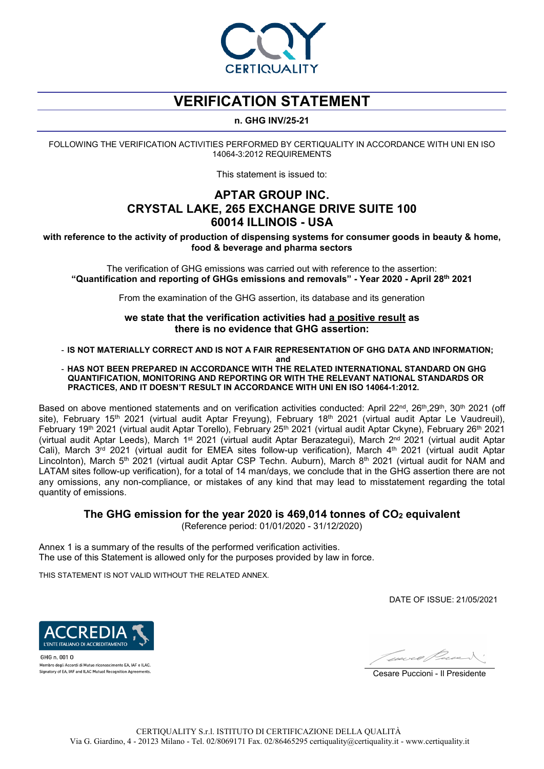# VERIFICATION STATEMENT

**n. GHG INV/25-21**

FOLLOWING THE VERIFICATION ACTIVITIES PERFORMED BY CERTIQUALITY IN ACCORDANCE WITH UNI EN ISO 14064-3:2012 REQUIREMENTS

This statement is issued to:

## APTAR GROUP INC.
## CRYSTAL LAKE, 265 EXCHANGE DRIVE SUITE 100
## 60014 ILLINOIS - USA

**with reference to the activity of production of dispensing systems for consumer goods in beauty & home, food & beverage and pharma sectors**

The verification of GHG emissions was carried out with reference to the assertion:
**"Quantification and reporting of GHGs emissions and removals" - Year 2020 - April 28th 2021**

From the examination of the GHG assertion, its database and its generation

**we state that the verification activities had a positive result as there is no evidence that GHG assertion:**

- **IS NOT MATERIALLY CORRECT AND IS NOT A FAIR REPRESENTATION OF GHG DATA AND INFORMATION;**

**and**

- **HAS NOT BEEN PREPARED IN ACCORDANCE WITH THE RELATED INTERNATIONAL STANDARD ON GHG QUANTIFICATION, MONITORING AND REPORTING OR WITH THE RELEVANT NATIONAL STANDARDS OR PRACTICES, AND IT DOESN'T RESULT IN ACCORDANCE WITH UNI EN ISO 14064-1:2012.**

Based on above mentioned statements and on verification activities conducted: April 22nd, 26th, 29th, 30th 2021 (off site), February 15th 2021 (virtual audit Aptar Freyung), February 18th 2021 (virtual audit Aptar Le Vaudreuil), February 19th 2021 (virtual audit Aptar Torello), February 25th 2021 (virtual audit Aptar Ckyne), February 26th 2021 (virtual audit Aptar Leeds), March 1st 2021 (virtual audit Aptar Berazategui), March 2nd 2021 (virtual audit Aptar Cali), March 3rd 2021 (virtual audit for EMEA sites follow-up verification), March 4th 2021 (virtual audit Aptar Lincolnton), March 5th 2021 (virtual audit Aptar CSP Techn. Auburn), March 8th 2021 (virtual audit for NAM and LATAM sites follow-up verification), for a total of 14 man/days, we conclude that in the GHG assertion there are not any omissions, any non-compliance, or mistakes of any kind that may lead to misstatement regarding the total quantity of emissions.

### The GHG emission for the year 2020 is 469,014 tonnes of $CO_2$ equivalent

(Reference period: 01/01/2020 - 31/12/2020)

Annex 1 is a summary of the results of the performed verification activities.
The use of this Statement is allowed only for the purposes provided by law in force.

THIS STATEMENT IS NOT VALID WITHOUT THE RELATED ANNEX.

DATE OF ISSUE: 21/05/2021

ACCREDIA L'ENTE ITALIANO DI ACCREDITAMENTO
GHG n. 001 O
Membro degli Accordi di Mutuo riconoscimento EA, IAF e ILAC.
Signatory of EA, IAF and ILAC Mutual Recognition Agreements.

Cesare Puccioni - Il Presidente

CERTIQUALITY S.r.l. ISTITUTO DI CERTIFICAZIONE DELLA QUALITÀ
Via G. Giardino, 4 - 20123 Milano - Tel. 02/8069171 Fax. 02/86465295 certiquality@certiquality.it - www.certiquality.it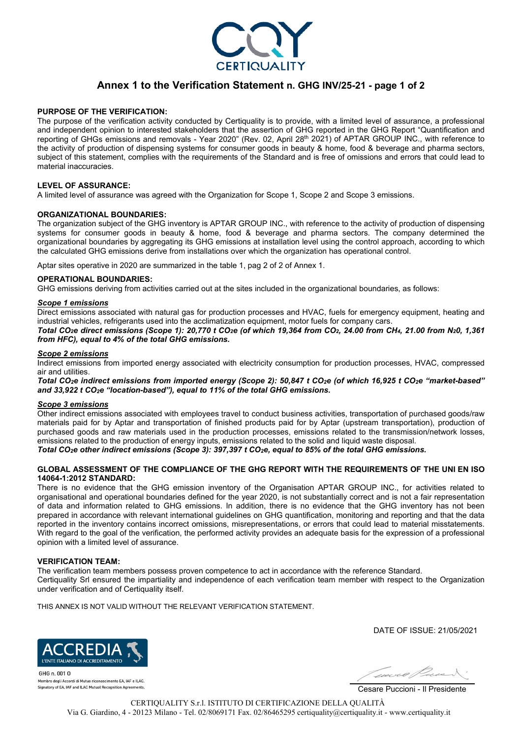# Annex 1 to the Verification Statement n. GHG INV/25-21 - page 1 of 2

**PURPOSE OF THE VERIFICATION:**

The purpose of the verification activity conducted by Certiquality is to provide, with a limited level of assurance, a professional and independent opinion to interested stakeholders that the assertion of GHG reported in the GHG Report "Quantification and reporting of GHGs emissions and removals - Year 2020" (Rev. 02, April 28th 2021) of APTAR GROUP INC., with reference to the activity of production of dispensing systems for consumer goods in beauty & home, food & beverage and pharma sectors, subject of this statement, complies with the requirements of the Standard and is free of omissions and errors that could lead to material inaccuracies.

**LEVEL OF ASSURANCE:**

A limited level of assurance was agreed with the Organization for Scope 1, Scope 2 and Scope 3 emissions.

**ORGANIZATIONAL BOUNDARIES:**

The organization subject of the GHG inventory is APTAR GROUP INC., with reference to the activity of production of dispensing systems for consumer goods in beauty & home, food & beverage and pharma sectors. The company determined the organizational boundaries by aggregating its GHG emissions at installation level using the control approach, according to which the calculated GHG emissions derive from installations over which the organization has operational control.

Aptar sites operative in 2020 are summarized in the table 1, pag 2 of 2 of Annex 1.

**OPERATIONAL BOUNDARIES:**

GHG emissions deriving from activities carried out at the sites included in the organizational boundaries, as follows:

***Scope 1 emissions***

Direct emissions associated with natural gas for production processes and HVAC, fuels for emergency equipment, heating and industrial vehicles, refrigerants used into the acclimatization equipment, motor fuels for company cars.

***Total $CO_2e$ direct emissions (Scope 1): 20,770 t $CO_2e$ (of which 19,364 from $CO_2$, 24.00 from $CH_4$, 21.00 from $N_2O$, 1,361 from HFC), equal to 4% of the total GHG emissions.***

***Scope 2 emissions***

Indirect emissions from imported energy associated with electricity consumption for production processes, HVAC, compressed air and utilities.

***Total $CO_2e$ indirect emissions from imported energy (Scope 2): 50,847 t $CO_2e$ (of which 16,925 t $CO_2e$ "market-based" and 33,922 t $CO_2e$ "location-based"), equal to 11% of the total GHG emissions.***

***Scope 3 emissions***

Other indirect emissions associated with employees travel to conduct business activities, transportation of purchased goods/raw materials paid for by Aptar and transportation of finished products paid for by Aptar (upstream transportation), production of purchased goods and raw materials used in the production processes, emissions related to the transmission/network losses, emissions related to the production of energy inputs, emissions related to the solid and liquid waste disposal.

***Total $CO_2e$ other indirect emissions (Scope 3): 397,397 t $CO_2e$, equal to 85% of the total GHG emissions.***

**GLOBAL ASSESSMENT OF THE COMPLIANCE OF THE GHG REPORT WITH THE REQUIREMENTS OF THE UNI EN ISO 14064-1:2012 STANDARD:**

There is no evidence that the GHG emission inventory of the Organisation APTAR GROUP INC., for activities related to organisational and operational boundaries defined for the year 2020, is not substantially correct and is not a fair representation of data and information related to GHG emissions. In addition, there is no evidence that the GHG inventory has not been prepared in accordance with relevant international guidelines on GHG quantification, monitoring and reporting and that the data reported in the inventory contains incorrect omissions, misrepresentations, or errors that could lead to material misstatements. With regard to the goal of the verification, the performed activity provides an adequate basis for the expression of a professional opinion with a limited level of assurance.

**VERIFICATION TEAM:**

The verification team members possess proven competence to act in accordance with the reference Standard.

Certiquality Srl ensured the impartiality and independence of each verification team member with respect to the Organization under verification and of Certiquality itself.

THIS ANNEX IS NOT VALID WITHOUT THE RELEVANT VERIFICATION STATEMENT.

DATE OF ISSUE: 21/05/2021

GHG n. 001 O

Membro degli Accordi di Mutuo riconoscimento EA, IAF e ILAC.
Signatory of EA, IAF and ILAC Mutual Recognition Agreements.

Cesare Puccioni - Il Presidente

CERTIQUALITY S.r.l. ISTITUTO DI CERTIFICAZIONE DELLA QUALITÀ
Via G. Giardino, 4 - 20123 Milano - Tel. 02/8069171 Fax. 02/86465295 certiquality@certiquality.it - www.certiquality.it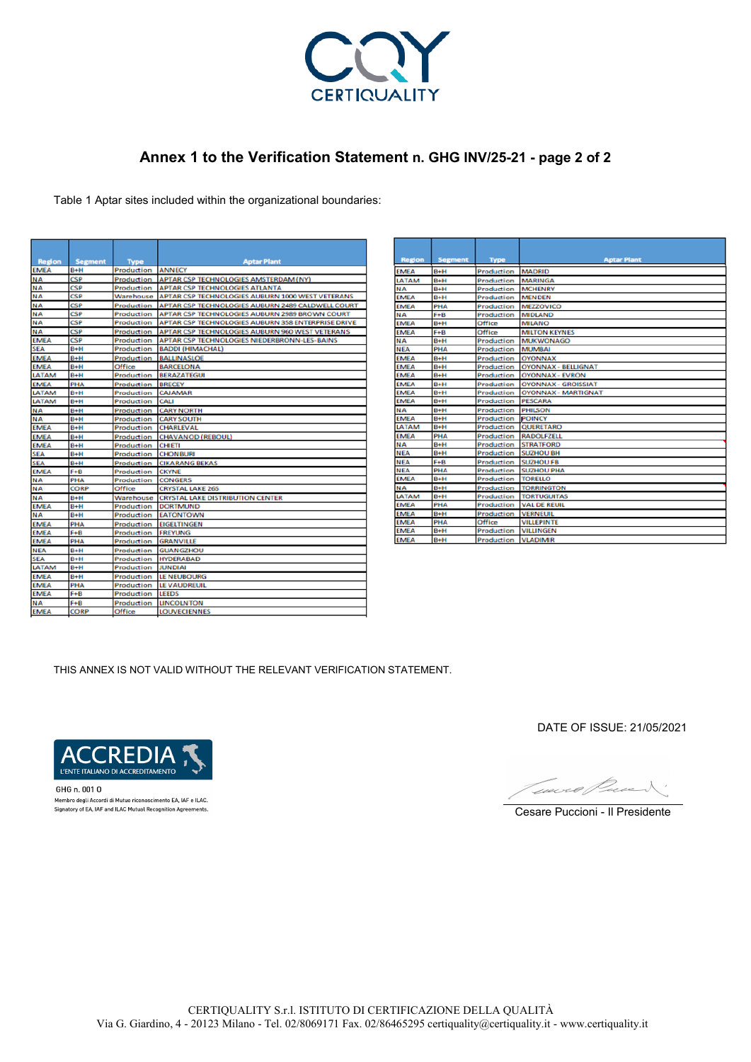CERTIQUALITY

## Annex 1 to the Verification Statement n. GHG INV/25-21 - page 2 of 2

Table 1 Aptar sites included within the organizational boundaries:

| Region | Segment | Type | Aptar Plant |
|---|---|---|---|
| EMEA | B+H | Production | ANNECY |
| NA | CSP | Production | APTAR CSP TECHNOLOGIES AMSTERDAM (NY) |
| NA | CSP | Production | APTAR CSP TECHNOLOGIES ATLANTA |
| NA | CSP | Warehouse | APTAR CSP TECHNOLOGIES AUBURN 1000 WEST VETERANS |
| NA | CSP | Production | APTAR CSP TECHNOLOGIES AUBURN 2489 CALDWELL COURT |
| NA | CSP | Production | APTAR CSP TECHNOLOGIES AUBURN 2989 BROWN COURT |
| NA | CSP | Production | APTAR CSP TECHNOLOGIES AUBURN 358 ENTERPRISE DRIVE |
| NA | CSP | Production | APTAR CSP TECHNOLOGIES AUBURN 960 WEST VETERANS |
| EMEA | CSP | Production | APTAR CSP TECHNOLOGIES NIEDERBRONN-LES-BAINS |
| SEA | B+H | Production | BADDI (HIMACHAL) |
| EMEA | B+H | Production | BALLINASLOE |
| EMEA | B+H | Office | BARCELONA |
| LATAM | B+H | Production | BERAZATEGUI |
| EMEA | PHA | Production | BRECEY |
| LATAM | B+H | Production | CAJAMAR |
| LATAM | B+H | Production | CALI |
| NA | B+H | Production | CARY NORTH |
| NA | B+H | Production | CARY SOUTH |
| EMEA | B+H | Production | CHARLEVAL |
| EMEA | B+H | Production | CHAVANOD (REBOUL) |
| EMEA | B+H | Production | CHIETI |
| SEA | B+H | Production | CHONBURI |
| SEA | B+H | Production | CIKARANG BEKAS |
| EMEA | F+B | Production | CKYNE |
| NA | PHA | Production | CONGERS |
| NA | CORP | Office | CRYSTAL LAKE 265 |
| NA | B+H | Warehouse | CRYSTAL LAKE DISTRIBUTION CENTER |
| EMEA | B+H | Production | DORTMUND |
| NA | B+H | Production | EATONTOWN |
| EMEA | PHA | Production | EIGELTINGEN |
| EMEA | F+B | Production | FREYUNG |
| EMEA | PHA | Production | GRANVILLE |
| NEA | B+H | Production | GUANGZHOU |
| SEA | B+H | Production | HYDERABAD |
| LATAM | B+H | Production | JUNDIAI |
| EMEA | B+H | Production | LE NEUBOURG |
| EMEA | PHA | Production | LE VAUDREUIL |
| EMEA | F+B | Production | LEEDS |
| NA | F+B | Production | LINCOLNTON |
| EMEA | CORP | Office | LOUVECIENNES |
| EMEA | B+H | Production | MADRID |
| LATAM | B+H | Production | MARINGA |
| NA | B+H | Production | MCHENRY |
| EMEA | B+H | Production | MENDEN |
| EMEA | PHA | Production | MEZZOVICO |
| NA | F+B | Production | MIDLAND |
| EMEA | B+H | Office | MILANO |
| EMEA | F+B | Office | MILTON KEYNES |
| NA | B+H | Production | MUKWONAGO |
| NEA | PHA | Production | MUMBAI |
| EMEA | B+H | Production | OYONNAX |
| EMEA | B+H | Production | OYONNAX - BELLIGNAT |
| EMEA | B+H | Production | OYONNAX - EVRON |
| EMEA | B+H | Production | OYONNAX - GROISSIAT |
| EMEA | B+H | Production | OYONNAX - MARTIGNAT |
| EMEA | B+H | Production | PESCARA |
| NA | B+H | Production | PHILSON |
| EMEA | B+H | Production | POINCY |
| LATAM | B+H | Production | QUERETARO |
| EMEA | PHA | Production | RADOLFZELL |
| NA | B+H | Production | STRATFORD |
| NEA | B+H | Production | SUZHOU BH |
| NEA | F+B | Production | SUZHOU FB |
| NEA | PHA | Production | SUZHOU PHA |
| EMEA | B+H | Production | TORELLO |
| NA | B+H | Production | TORRINGTON |
| LATAM | B+H | Production | TORTUGUITAS |
| EMEA | PHA | Production | VAL DE REUIL |
| EMEA | B+H | Production | VERNEUIL |
| EMEA | PHA | Office | VILLEPINTE |
| EMEA | B+H | Production | VILLINGEN |
| EMEA | B+H | Production | VLADIMIR |

THIS ANNEX IS NOT VALID WITHOUT THE RELEVANT VERIFICATION STATEMENT.

DATE OF ISSUE: 21/05/2021

ACCREDIA L'ENTE ITALIANO DI ACCREDITAMENTO

GHG n. 001 O

Membro degli Accordi di Mutuo riconoscimento EA, IAF e ILAC.
Signatory of EA, IAF and ILAC Mutual Recognition Agreements.

Cesare Puccioni - Il Presidente

CERTIQUALITY S.r.l. ISTITUTO DI CERTIFICAZIONE DELLA QUALITÀ
Via G. Giardino, 4 - 20123 Milano - Tel. 02/8069171 Fax. 02/86465295 certiquality@certiquality.it - www.certiquality.it